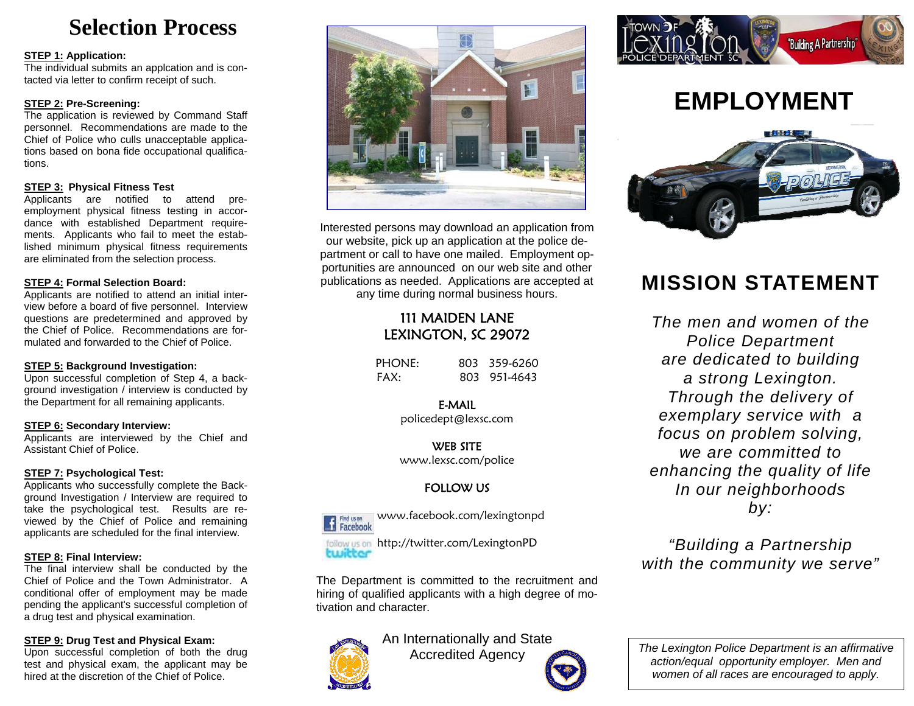# Selection Process

**STEP 1: Application:**
The individual submits an applcation and is contacted via letter to confirm receipt of such.

**STEP 2: Pre-Screening:**
The application is reviewed by Command Staff personnel. Recommendations are made to the Chief of Police who culls unacceptable applications based on bona fide occupational qualifications.

**STEP 3: Physical Fitness Test**
Applicants are notified to attend pre-employment physical fitness testing in accordance with established Department requirements. Applicants who fail to meet the established minimum physical fitness requirements are eliminated from the selection process.

**STEP 4: Formal Selection Board:**
Applicants are notified to attend an initial interview before a board of five personnel. Interview questions are predetermined and approved by the Chief of Police. Recommendations are formulated and forwarded to the Chief of Police.

**STEP 5: Background Investigation:**
Upon successful completion of Step 4, a background investigation / interview is conducted by the Department for all remaining applicants.

**STEP 6: Secondary Interview:**
Applicants are interviewed by the Chief and Assistant Chief of Police.

**STEP 7: Psychological Test:**
Applicants who successfully complete the Background Investigation / Interview are required to take the psychological test. Results are reviewed by the Chief of Police and remaining applicants are scheduled for the final interview.

**STEP 8: Final Interview:**
The final interview shall be conducted by the Chief of Police and the Town Administrator. A conditional offer of employment may be made pending the applicant's successful completion of a drug test and physical examination.

**STEP 9: Drug Test and Physical Exam:**
Upon successful completion of both the drug test and physical exam, the applicant may be hired at the discretion of the Chief of Police.

Interested persons may download an application from our website, pick up an application at the police department or call to have one mailed. Employment opportunities are announced on our web site and other publications as needed. Applications are accepted at any time during normal business hours.

111 MAIDEN LANE
LEXINGTON, SC 29072

PHONE: 803 359-6260
FAX: 803 951-4643

E-MAIL
policedept@lexsc.com

WEB SITE
www.lexsc.com/police

FOLLOW US

Find us on Facebook www.facebook.com/lexingtonpd

follow us on twitter http://twitter.com/LexingtonPD

The Department is committed to the recruitment and hiring of qualified applicants with a high degree of motivation and character.

An Internationally and State Accredited Agency

TOWN OF Lexington POLICE DEPARTMENT SC — "Building A Partnership"

# EMPLOYMENT

## MISSION STATEMENT

*The men and women of the Police Department are dedicated to building a strong Lexington. Through the delivery of exemplary service with a focus on problem solving, we are committed to enhancing the quality of life In our neighborhoods by:*

*"Building a Partnership with the community we serve"*

*The Lexington Police Department is an affirmative action/equal opportunity employer. Men and women of all races are encouraged to apply.*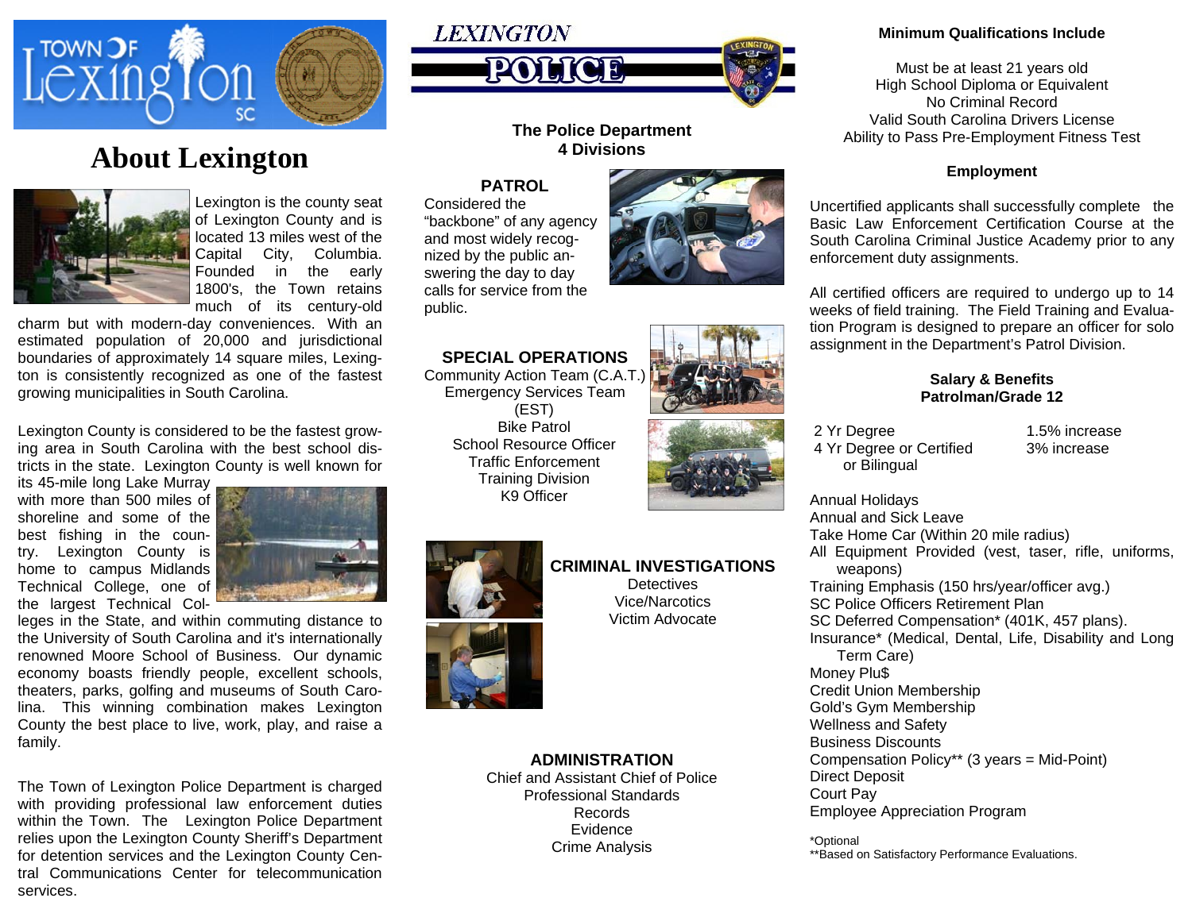# About Lexington

Lexington is the county seat of Lexington County and is located 13 miles west of the Capital City, Columbia. Founded in the early 1800's, the Town retains much of its century-old charm but with modern-day conveniences. With an estimated population of 20,000 and jurisdictional boundaries of approximately 14 square miles, Lexington is consistently recognized as one of the fastest growing municipalities in South Carolina.

Lexington County is considered to be the fastest growing area in South Carolina with the best school districts in the state. Lexington County is well known for its 45-mile long Lake Murray with more than 500 miles of shoreline and some of the best fishing in the country. Lexington County is home to campus Midlands Technical College, one of the largest Technical Colleges in the State, and within commuting distance to the University of South Carolina and it's internationally renowned Moore School of Business. Our dynamic economy boasts friendly people, excellent schools, theaters, parks, golfing and museums of South Carolina. This winning combination makes Lexington County the best place to live, work, play, and raise a family.

The Town of Lexington Police Department is charged with providing professional law enforcement duties within the Town. The Lexington Police Department relies upon the Lexington County Sheriff's Department for detention services and the Lexington County Central Communications Center for telecommunication services.

## The Police Department
## 4 Divisions

### PATROL

Considered the "backbone" of any agency and most widely recognized by the public answering the day to day calls for service from the public.

### SPECIAL OPERATIONS

Community Action Team (C.A.T.)
Emergency Services Team (EST)
Bike Patrol
School Resource Officer
Traffic Enforcement
Training Division
K9 Officer

### CRIMINAL INVESTIGATIONS

Detectives
Vice/Narcotics
Victim Advocate

### ADMINISTRATION

Chief and Assistant Chief of Police
Professional Standards
Records
Evidence
Crime Analysis

### Minimum Qualifications Include

Must be at least 21 years old
High School Diploma or Equivalent
No Criminal Record
Valid South Carolina Drivers License
Ability to Pass Pre-Employment Fitness Test

### Employment

Uncertified applicants shall successfully complete the Basic Law Enforcement Certification Course at the South Carolina Criminal Justice Academy prior to any enforcement duty assignments.

All certified officers are required to undergo up to 14 weeks of field training. The Field Training and Evaluation Program is designed to prepare an officer for solo assignment in the Department's Patrol Division.

### Salary & Benefits
### Patrolman/Grade 12

| | |
|---|---|
| 2 Yr Degree | 1.5% increase |
| 4 Yr Degree or Certified or Bilingual | 3% increase |

Annual Holidays
Annual and Sick Leave
Take Home Car (Within 20 mile radius)
All Equipment Provided (vest, taser, rifle, uniforms, weapons)
Training Emphasis (150 hrs/year/officer avg.)
SC Police Officers Retirement Plan
SC Deferred Compensation* (401K, 457 plans).
Insurance* (Medical, Dental, Life, Disability and Long Term Care)
Money Plu$
Credit Union Membership
Gold's Gym Membership
Wellness and Safety
Business Discounts
Compensation Policy** (3 years = Mid-Point)
Direct Deposit
Court Pay
Employee Appreciation Program

*Optional
**Based on Satisfactory Performance Evaluations.